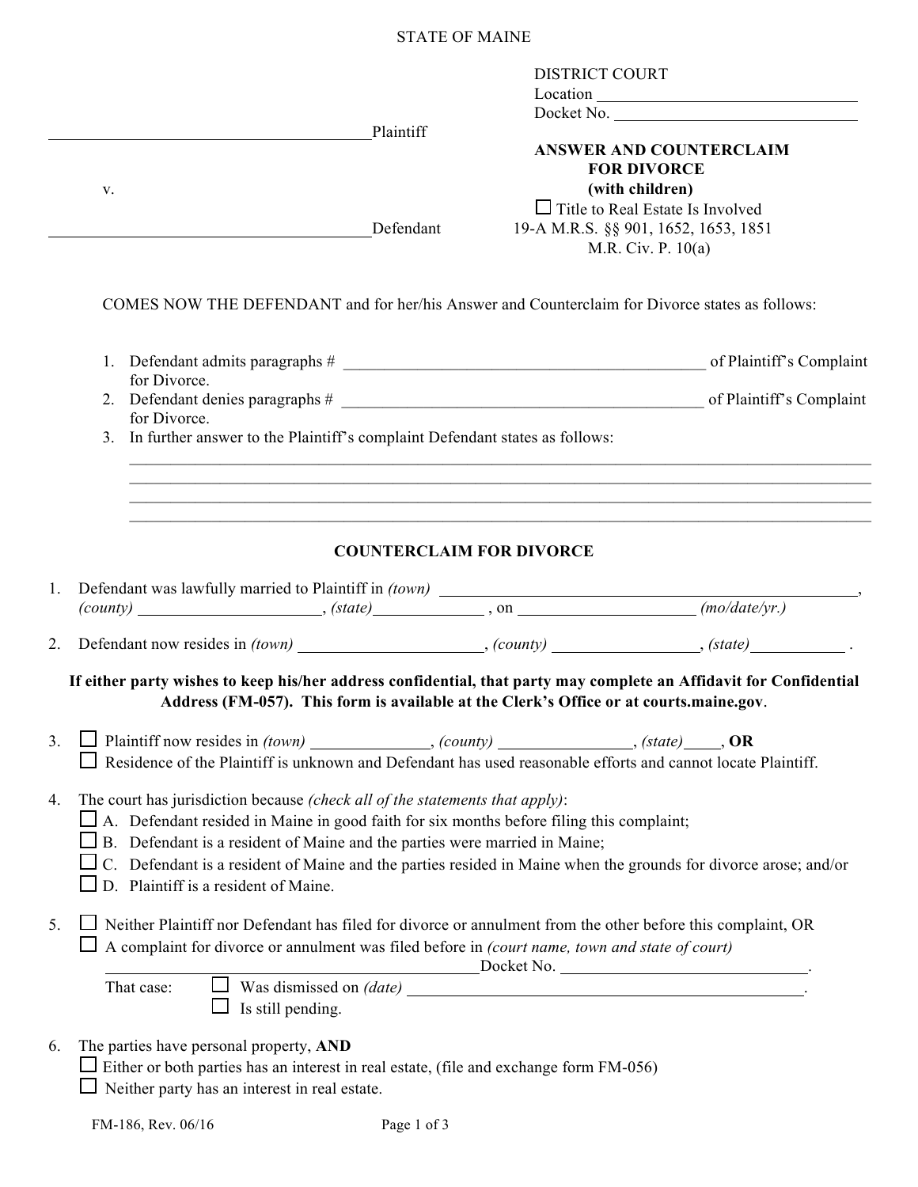STATE OF MAINE

DISTRICT COURT
Location ______________________________
Docket No. ______________________________

______________________________________ Plaintiff

v.

______________________________________ Defendant

**ANSWER AND COUNTERCLAIM FOR DIVORCE (with children)**

☐ Title to Real Estate Is Involved

19-A M.R.S. §§ 901, 1652, 1653, 1851
M.R. Civ. P. 10(a)

COMES NOW THE DEFENDANT and for her/his Answer and Counterclaim for Divorce states as follows:

1. Defendant admits paragraphs # ____________________________________________ of Plaintiff's Complaint for Divorce.
2. Defendant denies paragraphs # ____________________________________________ of Plaintiff's Complaint for Divorce.
3. In further answer to the Plaintiff's complaint Defendant states as follows:
   ______________________________________________________________________________
   ______________________________________________________________________________
   ______________________________________________________________________________
   ______________________________________________________________________________

## COUNTERCLAIM FOR DIVORCE

1. Defendant was lawfully married to Plaintiff in *(town)* ______________________________________________, *(county)* ______________________, *(state)* ______________ , on ______________________ *(mo/date/yr.)*

2. Defendant now resides in *(town)* ______________________, *(county)* __________________, *(state)* ____________ .

**If either party wishes to keep his/her address confidential, that party may complete an Affidavit for Confidential Address (FM-057). This form is available at the Clerk's Office or at courts.maine.gov**.

3. ☐ Plaintiff now resides in *(town)* ______________, *(county)* ________________, *(state)* ____, **OR**
   ☐ Residence of the Plaintiff is unknown and Defendant has used reasonable efforts and cannot locate Plaintiff.

4. The court has jurisdiction because *(check all of the statements that apply)*:
   ☐ A. Defendant resided in Maine in good faith for six months before filing this complaint;
   ☐ B. Defendant is a resident of Maine and the parties were married in Maine;
   ☐ C. Defendant is a resident of Maine and the parties resided in Maine when the grounds for divorce arose; and/or
   ☐ D. Plaintiff is a resident of Maine.

5. ☐ Neither Plaintiff nor Defendant has filed for divorce or annulment from the other before this complaint, OR
   ☐ A complaint for divorce or annulment was filed before in *(court name, town and state of court)*
   ______________________________________________ Docket No. ____________________________.
   That case: ☐ Was dismissed on *(date)* ____________________________________________.
   ☐ Is still pending.

6. The parties have personal property, **AND**
   ☐ Either or both parties has an interest in real estate, (file and exchange form FM-056)
   ☐ Neither party has an interest in real estate.

FM-186, Rev. 06/16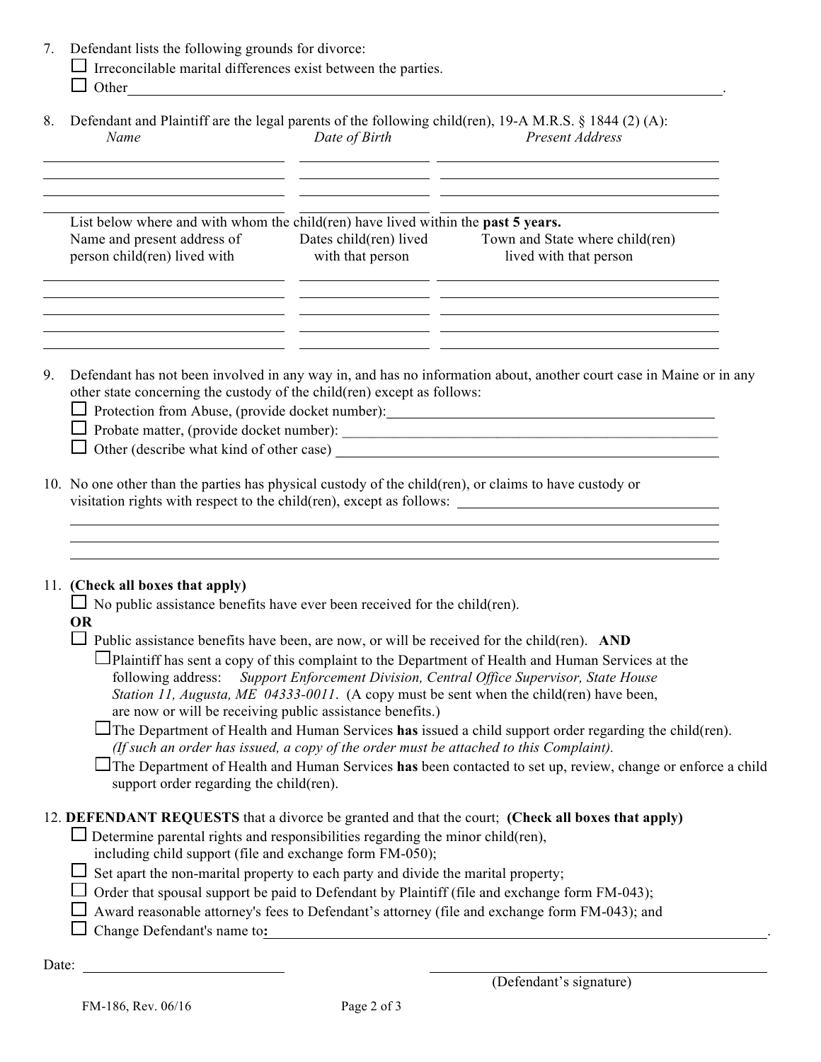7. Defendant lists the following grounds for divorce:
   - ☐ Irreconcilable marital differences exist between the parties.
   - ☐ Other ______________________________________________.

8. Defendant and Plaintiff are the legal parents of the following child(ren), 19-A M.R.S. § 1844 (2) (A):

| *Name* | *Date of Birth* | *Present Address* |
| --- | --- | --- |
| | | |
| | | |
| | | |
| | | |

List below where and with whom the child(ren) have lived within the **past 5 years.**

| Name and present address of person child(ren) lived with | Dates child(ren) lived with that person | Town and State where child(ren) lived with that person |
| --- | --- | --- |
| | | |
| | | |
| | | |
| | | |
| | | |

9. Defendant has not been involved in any way in, and has no information about, another court case in Maine or in any other state concerning the custody of the child(ren) except as follows:
   - ☐ Protection from Abuse, (provide docket number): ______________________
   - ☐ Probate matter, (provide docket number): ______________________
   - ☐ Other (describe what kind of other case) ______________________

10. No one other than the parties has physical custody of the child(ren), or claims to have custody or visitation rights with respect to the child(ren), except as follows: ______________________

11. **(Check all boxes that apply)**
    - ☐ No public assistance benefits have ever been received for the child(ren).

    **OR**

    - ☐ Public assistance benefits have been, are now, or will be received for the child(ren). **AND**
      - ☐ Plaintiff has sent a copy of this complaint to the Department of Health and Human Services at the following address: *Support Enforcement Division, Central Office Supervisor, State House Station 11, Augusta, ME 04333-0011*. (A copy must be sent when the child(ren) have been, are now or will be receiving public assistance benefits.)
      - ☐ The Department of Health and Human Services **has** issued a child support order regarding the child(ren). *(If such an order has issued, a copy of the order must be attached to this Complaint).*
      - ☐ The Department of Health and Human Services **has** been contacted to set up, review, change or enforce a child support order regarding the child(ren).

12. **DEFENDANT REQUESTS** that a divorce be granted and that the court; **(Check all boxes that apply)**
    - ☐ Determine parental rights and responsibilities regarding the minor child(ren), including child support (file and exchange form FM-050);
    - ☐ Set apart the non-marital property to each party and divide the marital property;
    - ☐ Order that spousal support be paid to Defendant by Plaintiff (file and exchange form FM-043);
    - ☐ Award reasonable attorney's fees to Defendant's attorney (file and exchange form FM-043); and
    - ☐ Change Defendant's name to**:** ______________________.

Date: ______________________ ______________________
(Defendant's signature)

FM-186, Rev. 06/16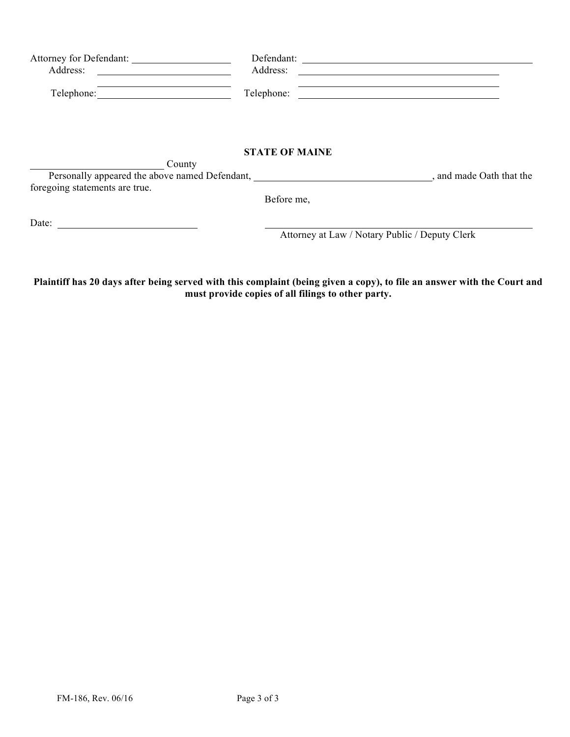Attorney for Defendant: ____________________ Defendant: ______________________________________________
Address: ____________________________ Address: ________________________________________
____________________________ ________________________________________
Telephone: ____________________________ Telephone: ________________________________________

**STATE OF MAINE**

____________________________ County

Personally appeared the above named Defendant, ____________________________________, and made Oath that the foregoing statements are true.

Before me,

Date: ____________________________

________________________________________________________
Attorney at Law / Notary Public / Deputy Clerk

**Plaintiff has 20 days after being served with this complaint (being given a copy), to file an answer with the Court and must provide copies of all filings to other party.**

FM-186, Rev. 06/16